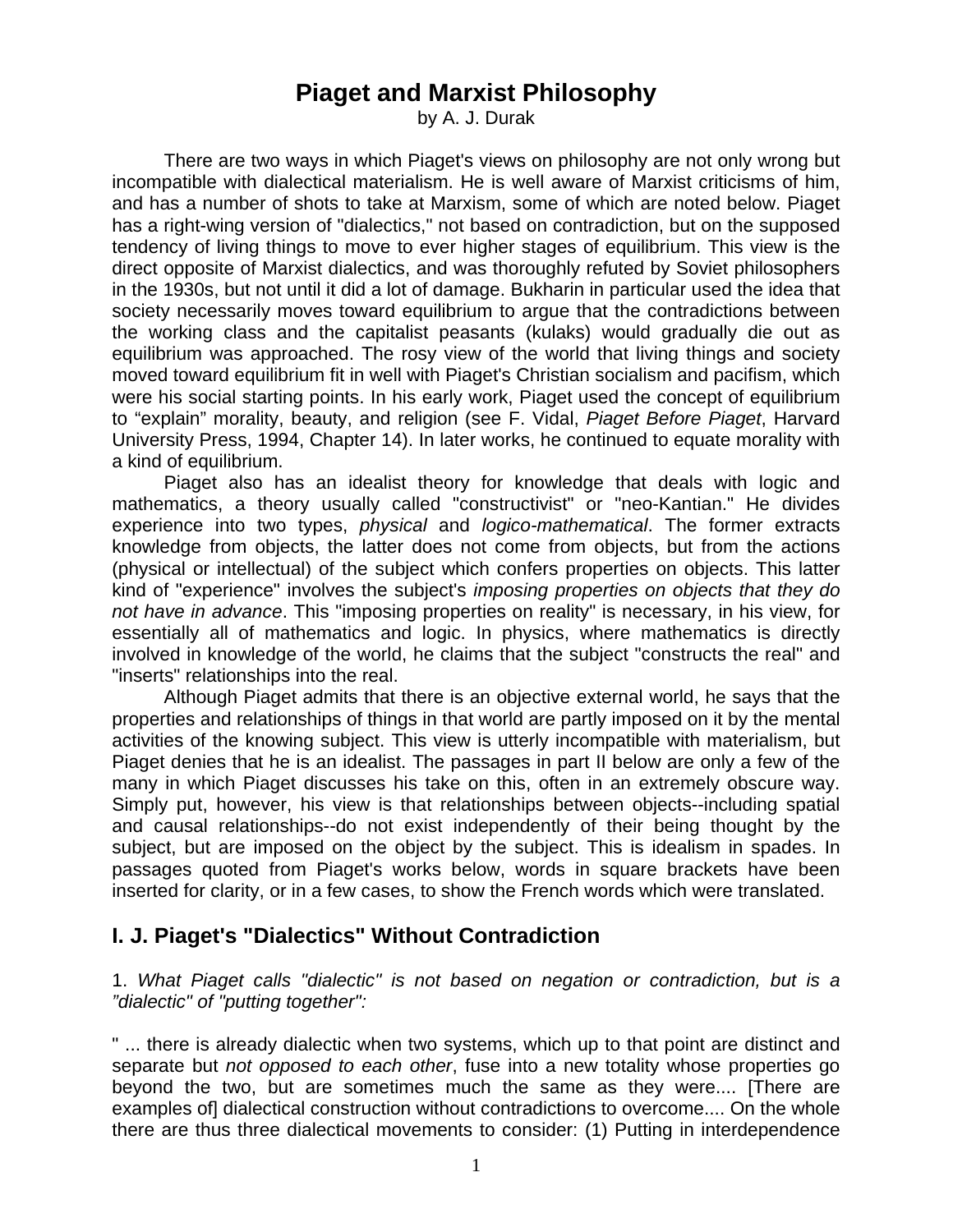# Piaget and Marxist Philosophy

by A. J. Durak

There are two ways in which Piaget's views on philosophy are not only wrong but incompatible with dialectical materialism. He is well aware of Marxist criticisms of him, and has a number of shots to take at Marxism, some of which are noted below. Piaget has a right-wing version of "dialectics," not based on contradiction, but on the supposed tendency of living things to move to ever higher stages of equilibrium. This view is the direct opposite of Marxist dialectics, and was thoroughly refuted by Soviet philosophers in the 1930s, but not until it did a lot of damage. Bukharin in particular used the idea that society necessarily moves toward equilibrium to argue that the contradictions between the working class and the capitalist peasants (kulaks) would gradually die out as equilibrium was approached. The rosy view of the world that living things and society moved toward equilibrium fit in well with Piaget's Christian socialism and pacifism, which were his social starting points. In his early work, Piaget used the concept of equilibrium to "explain" morality, beauty, and religion (see F. Vidal, *Piaget Before Piaget*, Harvard University Press, 1994, Chapter 14). In later works, he continued to equate morality with a kind of equilibrium.

Piaget also has an idealist theory for knowledge that deals with logic and mathematics, a theory usually called "constructivist" or "neo-Kantian." He divides experience into two types, *physical* and *logico-mathematical*. The former extracts knowledge from objects, the latter does not come from objects, but from the actions (physical or intellectual) of the subject which confers properties on objects. This latter kind of "experience" involves the subject's *imposing properties on objects that they do not have in advance*. This "imposing properties on reality" is necessary, in his view, for essentially all of mathematics and logic. In physics, where mathematics is directly involved in knowledge of the world, he claims that the subject "constructs the real" and "inserts" relationships into the real.

Although Piaget admits that there is an objective external world, he says that the properties and relationships of things in that world are partly imposed on it by the mental activities of the knowing subject. This view is utterly incompatible with materialism, but Piaget denies that he is an idealist. The passages in part II below are only a few of the many in which Piaget discusses his take on this, often in an extremely obscure way. Simply put, however, his view is that relationships between objects--including spatial and causal relationships--do not exist independently of their being thought by the subject, but are imposed on the object by the subject. This is idealism in spades. In passages quoted from Piaget's works below, words in square brackets have been inserted for clarity, or in a few cases, to show the French words which were translated.

## I. J. Piaget's "Dialectics" Without Contradiction

1. *What Piaget calls "dialectic" is not based on negation or contradiction, but is a "dialectic" of "putting together":*

" ... there is already dialectic when two systems, which up to that point are distinct and separate but *not opposed to each other*, fuse into a new totality whose properties go beyond the two, but are sometimes much the same as they were.... [There are examples of] dialectical construction without contradictions to overcome.... On the whole there are thus three dialectical movements to consider: (1) Putting in interdependence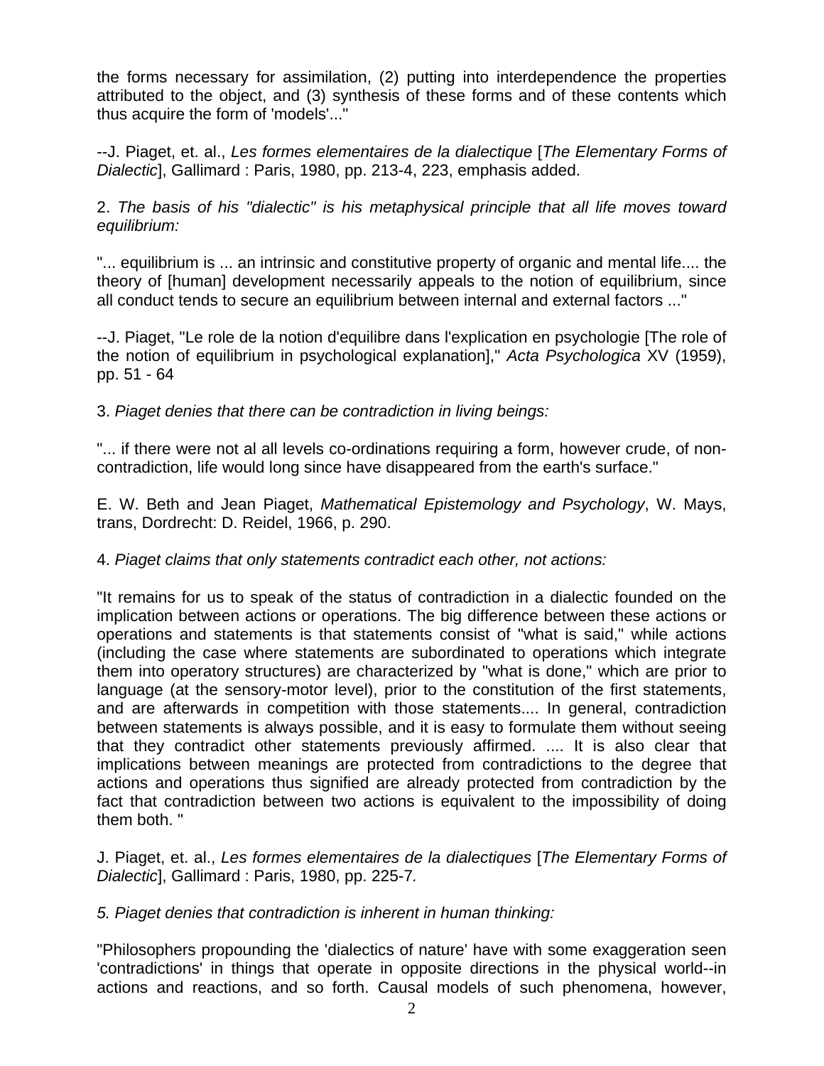the forms necessary for assimilation, (2) putting into interdependence the properties attributed to the object, and (3) synthesis of these forms and of these contents which thus acquire the form of 'models'..."

--J. Piaget, et. al., *Les formes elementaires de la dialectique* [*The Elementary Forms of Dialectic*], Gallimard : Paris, 1980, pp. 213-4, 223, emphasis added.

2. *The basis of his "dialectic" is his metaphysical principle that all life moves toward equilibrium:*

"... equilibrium is ... an intrinsic and constitutive property of organic and mental life.... the theory of [human] development necessarily appeals to the notion of equilibrium, since all conduct tends to secure an equilibrium between internal and external factors ..."

--J. Piaget, "Le role de la notion d'equilibre dans l'explication en psychologie [The role of the notion of equilibrium in psychological explanation]," *Acta Psychologica* XV (1959), pp. 51 - 64

3. *Piaget denies that there can be contradiction in living beings:*

"... if there were not al all levels co-ordinations requiring a form, however crude, of non-contradiction, life would long since have disappeared from the earth's surface."

E. W. Beth and Jean Piaget, *Mathematical Epistemology and Psychology*, W. Mays, trans, Dordrecht: D. Reidel, 1966, p. 290.

4. *Piaget claims that only statements contradict each other, not actions:*

"It remains for us to speak of the status of contradiction in a dialectic founded on the implication between actions or operations. The big difference between these actions or operations and statements is that statements consist of "what is said," while actions (including the case where statements are subordinated to operations which integrate them into operatory structures) are characterized by "what is done," which are prior to language (at the sensory-motor level), prior to the constitution of the first statements, and are afterwards in competition with those statements.... In general, contradiction between statements is always possible, and it is easy to formulate them without seeing that they contradict other statements previously affirmed. .... It is also clear that implications between meanings are protected from contradictions to the degree that actions and operations thus signified are already protected from contradiction by the fact that contradiction between two actions is equivalent to the impossibility of doing them both. "

J. Piaget, et. al., *Les formes elementaires de la dialectiques* [*The Elementary Forms of Dialectic*], Gallimard : Paris, 1980, pp. 225-7*.*

*5. Piaget denies that contradiction is inherent in human thinking:*

"Philosophers propounding the 'dialectics of nature' have with some exaggeration seen 'contradictions' in things that operate in opposite directions in the physical world--in actions and reactions, and so forth. Causal models of such phenomena, however,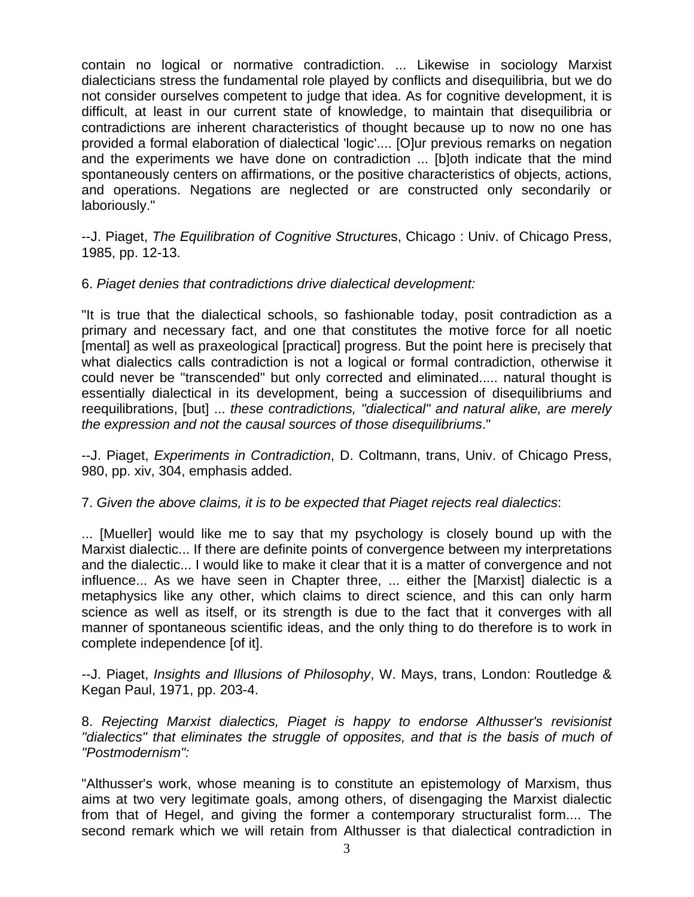contain no logical or normative contradiction. ... Likewise in sociology Marxist dialecticians stress the fundamental role played by conflicts and disequilibria, but we do not consider ourselves competent to judge that idea. As for cognitive development, it is difficult, at least in our current state of knowledge, to maintain that disequilibria or contradictions are inherent characteristics of thought because up to now no one has provided a formal elaboration of dialectical 'logic'.... [O]ur previous remarks on negation and the experiments we have done on contradiction ... [b]oth indicate that the mind spontaneously centers on affirmations, or the positive characteristics of objects, actions, and operations. Negations are neglected or are constructed only secondarily or laboriously."

--J. Piaget, *The Equilibration of Cognitive Structur*es, Chicago : Univ. of Chicago Press, 1985, pp. 12-13.

6. *Piaget denies that contradictions drive dialectical development:*

"It is true that the dialectical schools, so fashionable today, posit contradiction as a primary and necessary fact, and one that constitutes the motive force for all noetic [mental] as well as praxeological [practical] progress. But the point here is precisely that what dialectics calls contradiction is not a logical or formal contradiction, otherwise it could never be "transcended" but only corrected and eliminated..... natural thought is essentially dialectical in its development, being a succession of disequilibriums and reequilibrations, [but] ... *these contradictions, "dialectical" and natural alike, are merely the expression and not the causal sources of those disequilibriums*."

--J. Piaget, *Experiments in Contradiction*, D. Coltmann, trans, Univ. of Chicago Press, 980, pp. xiv, 304, emphasis added.

7. *Given the above claims, it is to be expected that Piaget rejects real dialectics*:

... [Mueller] would like me to say that my psychology is closely bound up with the Marxist dialectic... If there are definite points of convergence between my interpretations and the dialectic... I would like to make it clear that it is a matter of convergence and not influence... As we have seen in Chapter three, ... either the [Marxist] dialectic is a metaphysics like any other, which claims to direct science, and this can only harm science as well as itself, or its strength is due to the fact that it converges with all manner of spontaneous scientific ideas, and the only thing to do therefore is to work in complete independence [of it].

--J. Piaget, *Insights and Illusions of Philosophy*, W. Mays, trans, London: Routledge & Kegan Paul, 1971, pp. 203-4.

8. *Rejecting Marxist dialectics, Piaget is happy to endorse Althusser's revisionist "dialectics" that eliminates the struggle of opposites, and that is the basis of much of "Postmodernism":*

"Althusser's work, whose meaning is to constitute an epistemology of Marxism, thus aims at two very legitimate goals, among others, of disengaging the Marxist dialectic from that of Hegel, and giving the former a contemporary structuralist form.... The second remark which we will retain from Althusser is that dialectical contradiction in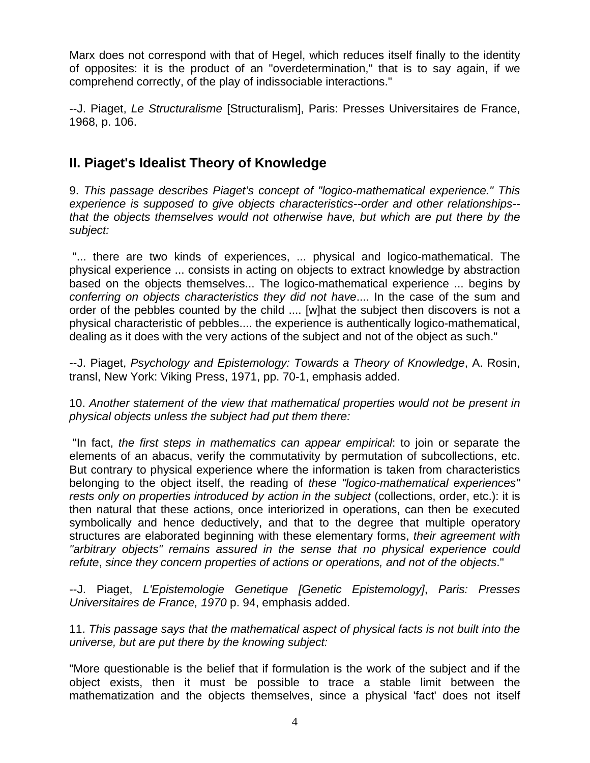Marx does not correspond with that of Hegel, which reduces itself finally to the identity of opposites: it is the product of an "overdetermination," that is to say again, if we comprehend correctly, of the play of indissociable interactions."

--J. Piaget, *Le Structuralisme* [Structuralism], Paris: Presses Universitaires de France, 1968, p. 106.

## II. Piaget's Idealist Theory of Knowledge

9. *This passage describes Piaget's concept of "logico-mathematical experience." This experience is supposed to give objects characteristics--order and other relationships--that the objects themselves would not otherwise have, but which are put there by the subject:*

"... there are two kinds of experiences, ... physical and logico-mathematical. The physical experience ... consists in acting on objects to extract knowledge by abstraction based on the objects themselves... The logico-mathematical experience ... begins by *conferring on objects characteristics they did not have*.... In the case of the sum and order of the pebbles counted by the child .... [w]hat the subject then discovers is not a physical characteristic of pebbles.... the experience is authentically logico-mathematical, dealing as it does with the very actions of the subject and not of the object as such."

--J. Piaget, *Psychology and Epistemology: Towards a Theory of Knowledge*, A. Rosin, transl, New York: Viking Press, 1971, pp. 70-1, emphasis added.

10. *Another statement of the view that mathematical properties would not be present in physical objects unless the subject had put them there:*

"In fact, *the first steps in mathematics can appear empirical*: to join or separate the elements of an abacus, verify the commutativity by permutation of subcollections, etc. But contrary to physical experience where the information is taken from characteristics belonging to the object itself, the reading of *these "logico-mathematical experiences" rests only on properties introduced by action in the subject* (collections, order, etc.): it is then natural that these actions, once interiorized in operations, can then be executed symbolically and hence deductively, and that to the degree that multiple operatory structures are elaborated beginning with these elementary forms, *their agreement with "arbitrary objects" remains assured in the sense that no physical experience could refute*, *since they concern properties of actions or operations, and not of the objects*."

--J. Piaget, *L'Epistemologie Genetique [Genetic Epistemology], Paris: Presses Universitaires de France, 1970* p. 94, emphasis added.

11. *This passage says that the mathematical aspect of physical facts is not built into the universe, but are put there by the knowing subject:*

"More questionable is the belief that if formulation is the work of the subject and if the object exists, then it must be possible to trace a stable limit between the mathematization and the objects themselves, since a physical 'fact' does not itself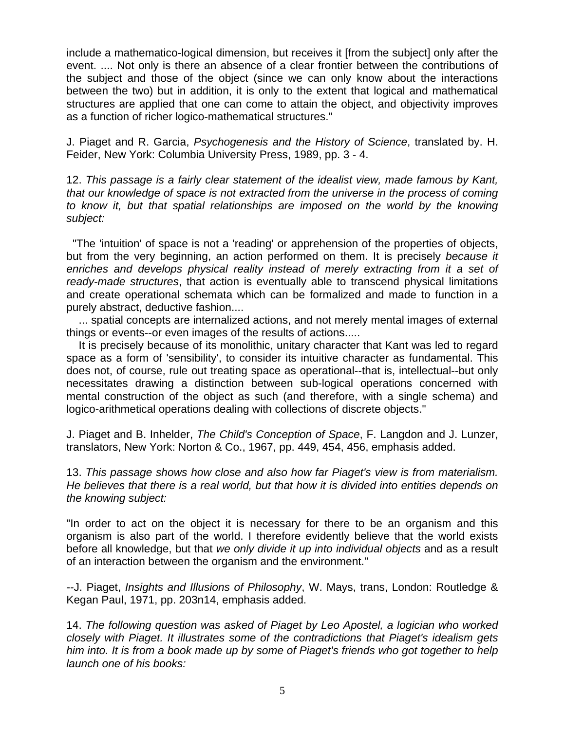include a mathematico-logical dimension, but receives it [from the subject] only after the event. .... Not only is there an absence of a clear frontier between the contributions of the subject and those of the object (since we can only know about the interactions between the two) but in addition, it is only to the extent that logical and mathematical structures are applied that one can come to attain the object, and objectivity improves as a function of richer logico-mathematical structures."

J. Piaget and R. Garcia, *Psychogenesis and the History of Science*, translated by. H. Feider, New York: Columbia University Press, 1989, pp. 3 - 4.

12. *This passage is a fairly clear statement of the idealist view, made famous by Kant, that our knowledge of space is not extracted from the universe in the process of coming to know it, but that spatial relationships are imposed on the world by the knowing subject:*

"The 'intuition' of space is not a 'reading' or apprehension of the properties of objects, but from the very beginning, an action performed on them. It is precisely *because it enriches and develops physical reality instead of merely extracting from it a set of ready-made structures*, that action is eventually able to transcend physical limitations and create operational schemata which can be formalized and made to function in a purely abstract, deductive fashion....

... spatial concepts are internalized actions, and not merely mental images of external things or events--or even images of the results of actions.....

It is precisely because of its monolithic, unitary character that Kant was led to regard space as a form of 'sensibility', to consider its intuitive character as fundamental. This does not, of course, rule out treating space as operational--that is, intellectual--but only necessitates drawing a distinction between sub-logical operations concerned with mental construction of the object as such (and therefore, with a single schema) and logico-arithmetical operations dealing with collections of discrete objects."

J. Piaget and B. Inhelder, *The Child's Conception of Space*, F. Langdon and J. Lunzer, translators, New York: Norton & Co., 1967, pp. 449, 454, 456, emphasis added.

13. *This passage shows how close and also how far Piaget's view is from materialism. He believes that there is a real world, but that how it is divided into entities depends on the knowing subject:*

"In order to act on the object it is necessary for there to be an organism and this organism is also part of the world. I therefore evidently believe that the world exists before all knowledge, but that *we only divide it up into individual objects* and as a result of an interaction between the organism and the environment."

--J. Piaget, *Insights and Illusions of Philosophy*, W. Mays, trans, London: Routledge & Kegan Paul, 1971, pp. 203n14, emphasis added.

14. *The following question was asked of Piaget by Leo Apostel, a logician who worked closely with Piaget. It illustrates some of the contradictions that Piaget's idealism gets him into. It is from a book made up by some of Piaget's friends who got together to help launch one of his books:*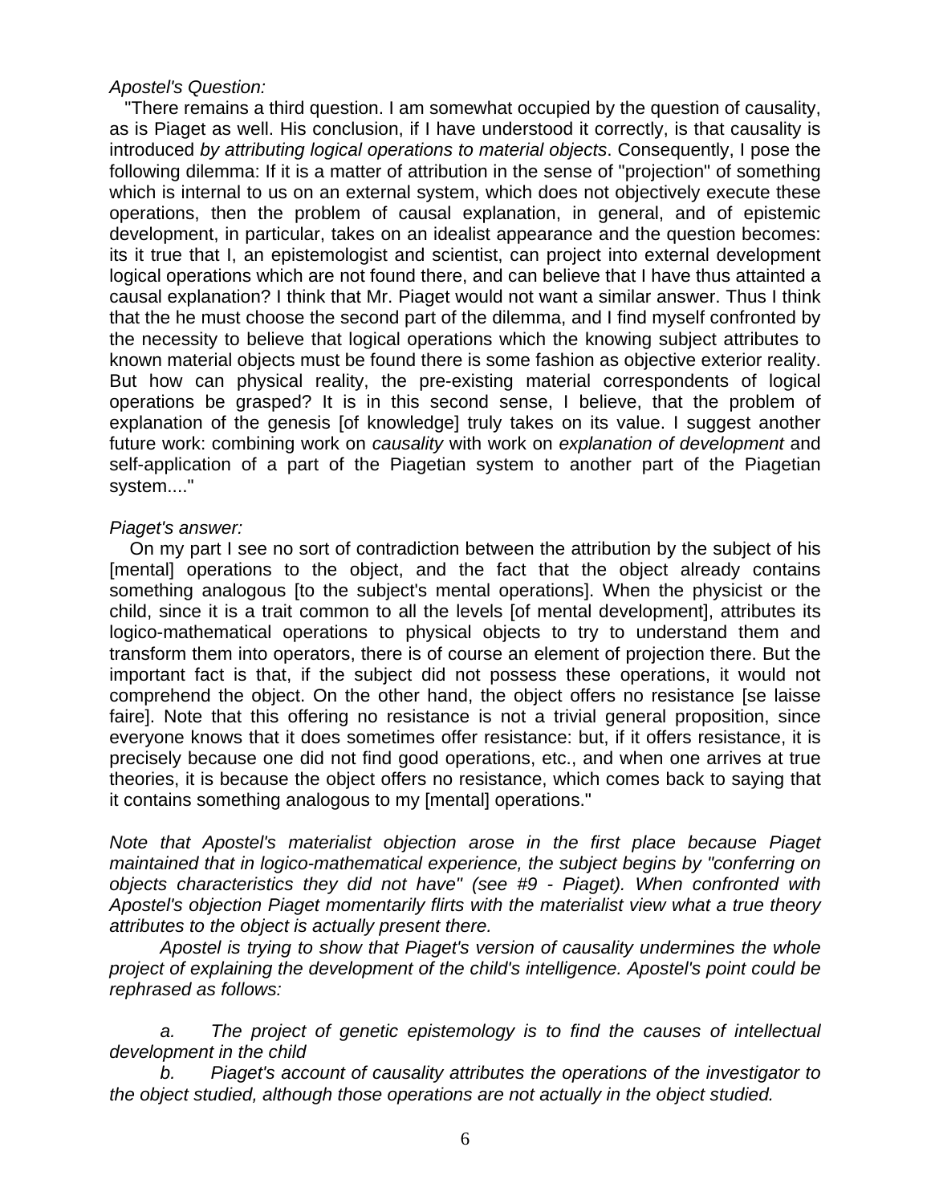*Apostel's Question:*

"There remains a third question. I am somewhat occupied by the question of causality, as is Piaget as well. His conclusion, if I have understood it correctly, is that causality is introduced *by attributing logical operations to material objects*. Consequently, I pose the following dilemma: If it is a matter of attribution in the sense of "projection" of something which is internal to us on an external system, which does not objectively execute these operations, then the problem of causal explanation, in general, and of epistemic development, in particular, takes on an idealist appearance and the question becomes: its it true that I, an epistemologist and scientist, can project into external development logical operations which are not found there, and can believe that I have thus attainted a causal explanation? I think that Mr. Piaget would not want a similar answer. Thus I think that the he must choose the second part of the dilemma, and I find myself confronted by the necessity to believe that logical operations which the knowing subject attributes to known material objects must be found there is some fashion as objective exterior reality. But how can physical reality, the pre-existing material correspondents of logical operations be grasped? It is in this second sense, I believe, that the problem of explanation of the genesis [of knowledge] truly takes on its value. I suggest another future work: combining work on *causality* with work on *explanation of development* and self-application of a part of the Piagetian system to another part of the Piagetian system...."

*Piaget's answer:*

On my part I see no sort of contradiction between the attribution by the subject of his [mental] operations to the object, and the fact that the object already contains something analogous [to the subject's mental operations]. When the physicist or the child, since it is a trait common to all the levels [of mental development], attributes its logico-mathematical operations to physical objects to try to understand them and transform them into operators, there is of course an element of projection there. But the important fact is that, if the subject did not possess these operations, it would not comprehend the object. On the other hand, the object offers no resistance [se laisse faire]. Note that this offering no resistance is not a trivial general proposition, since everyone knows that it does sometimes offer resistance: but, if it offers resistance, it is precisely because one did not find good operations, etc., and when one arrives at true theories, it is because the object offers no resistance, which comes back to saying that it contains something analogous to my [mental] operations."

*Note that Apostel's materialist objection arose in the first place because Piaget maintained that in logico-mathematical experience, the subject begins by "conferring on objects characteristics they did not have" (see #9 - Piaget). When confronted with Apostel's objection Piaget momentarily flirts with the materialist view what a true theory attributes to the object is actually present there.*

*Apostel is trying to show that Piaget's version of causality undermines the whole project of explaining the development of the child's intelligence. Apostel's point could be rephrased as follows:*

*a. The project of genetic epistemology is to find the causes of intellectual development in the child*

*b. Piaget's account of causality attributes the operations of the investigator to the object studied, although those operations are not actually in the object studied.*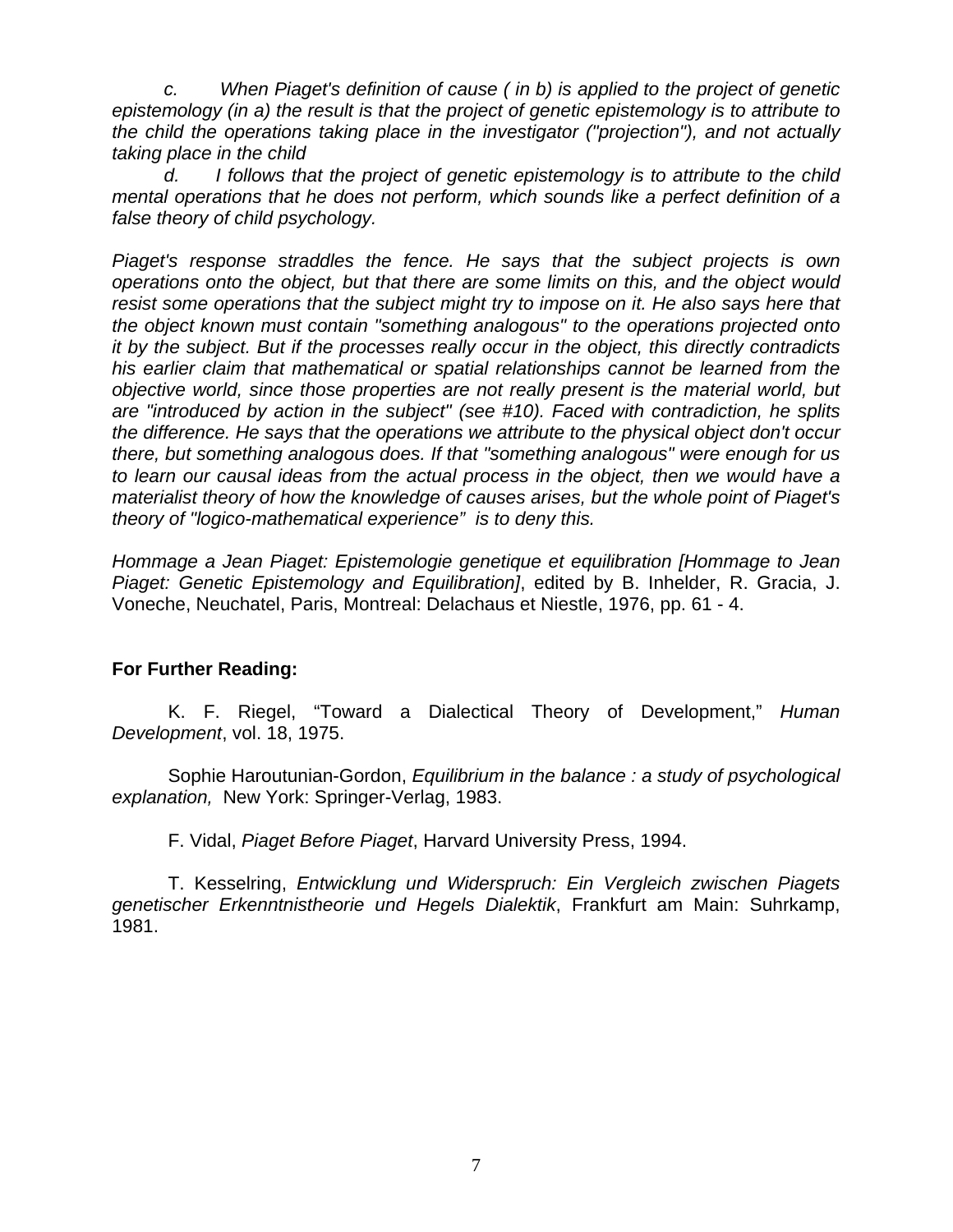*c. When Piaget's definition of cause ( in b) is applied to the project of genetic epistemology (in a) the result is that the project of genetic epistemology is to attribute to the child the operations taking place in the investigator ("projection"), and not actually taking place in the child*

*d. I follows that the project of genetic epistemology is to attribute to the child mental operations that he does not perform, which sounds like a perfect definition of a false theory of child psychology.*

*Piaget's response straddles the fence. He says that the subject projects is own operations onto the object, but that there are some limits on this, and the object would resist some operations that the subject might try to impose on it. He also says here that the object known must contain "something analogous" to the operations projected onto it by the subject. But if the processes really occur in the object, this directly contradicts his earlier claim that mathematical or spatial relationships cannot be learned from the objective world, since those properties are not really present is the material world, but are "introduced by action in the subject" (see #10). Faced with contradiction, he splits the difference. He says that the operations we attribute to the physical object don't occur there, but something analogous does. If that "something analogous" were enough for us to learn our causal ideas from the actual process in the object, then we would have a materialist theory of how the knowledge of causes arises, but the whole point of Piaget's theory of "logico-mathematical experience" is to deny this.*

*Hommage a Jean Piaget: Epistemologie genetique et equilibration [Hommage to Jean Piaget: Genetic Epistemology and Equilibration]*, edited by B. Inhelder, R. Gracia, J. Voneche, Neuchatel, Paris, Montreal: Delachaus et Niestle, 1976, pp. 61 - 4.

**For Further Reading:**

K. F. Riegel, "Toward a Dialectical Theory of Development," *Human Development*, vol. 18, 1975.

Sophie Haroutunian-Gordon, *Equilibrium in the balance : a study of psychological explanation,* New York: Springer-Verlag, 1983.

F. Vidal, *Piaget Before Piaget*, Harvard University Press, 1994.

T. Kesselring, *Entwicklung und Widerspruch: Ein Vergleich zwischen Piagets genetischer Erkenntnistheorie und Hegels Dialektik*, Frankfurt am Main: Suhrkamp, 1981.